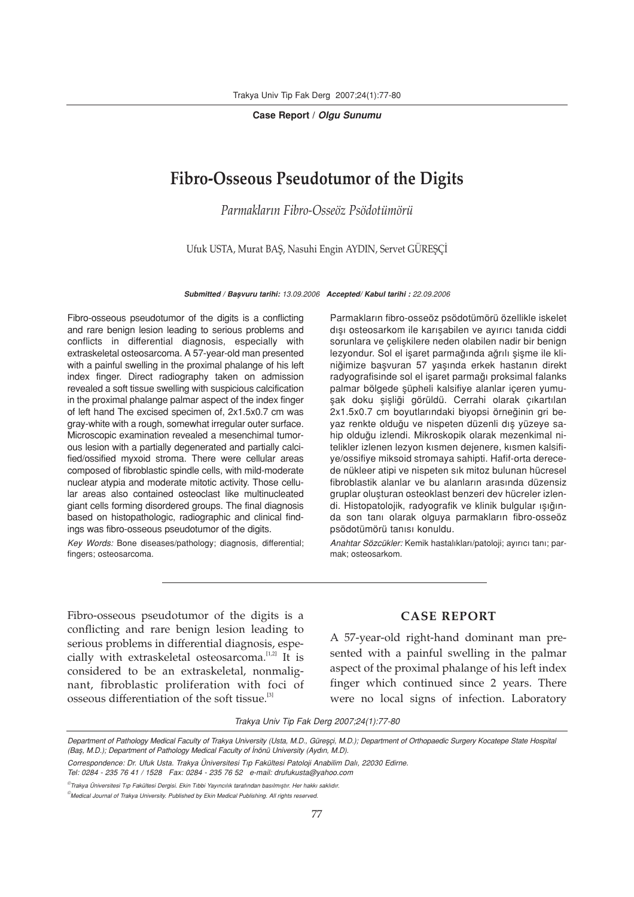**Case Report / *Olgu Sunumu***

# Fibro-Osseous Pseudotumor of the Digits

*Parmakların Fibro-Osseöz Psödotümörü*

Ufuk USTA, Murat BAŞ, Nasuhi Engin AYDIN, Servet GÜREŞÇİ

***Submitted / Başvuru tarihi:** 13.09.2006* ***Accepted/ Kabul tarihi :** 22.09.2006*

Fibro-osseous pseudotumor of the digits is a conflicting and rare benign lesion leading to serious problems and conflicts in differential diagnosis, especially with extraskeletal osteosarcoma. A 57-year-old man presented with a painful swelling in the proximal phalange of his left index finger. Direct radiography taken on admission revealed a soft tissue swelling with suspicious calcification in the proximal phalange palmar aspect of the index finger of left hand The excised specimen of, 2x1.5x0.7 cm was gray-white with a rough, somewhat irregular outer surface. Microscopic examination revealed a mesenchimal tumorous lesion with a partially degenerated and partially calcified/ossified myxoid stroma. There were cellular areas composed of fibroblastic spindle cells, with mild-moderate nuclear atypia and moderate mitotic activity. Those cellular areas also contained osteoclast like multinucleated giant cells forming disordered groups. The final diagnosis based on histopathologic, radiographic and clinical findings was fibro-osseous pseudotumor of the digits.

*Key Words:* Bone diseases/pathology; diagnosis, differential; fingers; osteosarcoma.

Parmakların fibro-osseöz psödotümörü özellikle iskelet dışı osteosarkom ile karışabilen ve ayırıcı tanıda ciddi sorunlara ve çelişkilere neden olabilen nadir bir benign lezyondur. Sol el işaret parmağında ağrılı şişme ile kliniğimize başvuran 57 yaşında erkek hastanın direkt radyografisinde sol el işaret parmağı proksimal falanks palmar bölgede şüpheli kalsifiye alanlar içeren yumuşak doku şişliği görüldü. Cerrahi olarak çıkartılan 2x1.5x0.7 cm boyutlarındaki biyopsi örneğinin gri beyaz renkte olduğu ve nispeten düzenli dış yüzeye sahip olduğu izlendi. Mikroskopik olarak mezenkimal nitelikler izlenen lezyon kısmen dejenere, kısmen kalsifiye/ossifiye miksoid stromaya sahipti. Hafif-orta derecede nükleer atipi ve nispeten sık mitoz bulunan hücresel fibroblastik alanlar ve bu alanların arasında düzensiz gruplar oluşturan osteoklast benzeri dev hücreler izlendi. Histopatolojik, radyografik ve klinik bulgular ışığında son tanı olarak olguya parmakların fibro-osseöz psödotümörü tanısı konuldu.

*Anahtar Sözcükler:* Kemik hastalıkları/patoloji; ayırıcı tanı; parmak; osteosarkom.

Fibro-osseous pseudotumor of the digits is a conflicting and rare benign lesion leading to serious problems in differential diagnosis, especially with extraskeletal osteosarcoma.[1,2] It is considered to be an extraskeletal, nonmalignant, fibroblastic proliferation with foci of osseous differentiation of the soft tissue.[3]

## CASE REPORT

A 57-year-old right-hand dominant man presented with a painful swelling in the palmar aspect of the proximal phalange of his left index finger which continued since 2 years. There were no local signs of infection. Laboratory

*Department of Pathology Medical Faculty of Trakya University (Usta, M.D., Güreşçi, M.D.); Department of Orthopaedic Surgery Kocatepe State Hospital (Baş, M.D.); Department of Pathology Medical Faculty of İnönü University (Aydın, M.D).*

*Correspondence: Dr. Ufuk Usta. Trakya Üniversitesi Tıp Fakültesi Patoloji Anabilim Dalı, 22030 Edirne. Tel: 0284 - 235 76 41 / 1528 Fax: 0284 - 235 76 52 e-mail: drufukusta@yahoo.com*

*©Trakya Üniversitesi Tıp Fakültesi Dergisi. Ekin Tıbbi Yayıncılık tarafından basılmıştır. Her hakkı saklıdır.*

*©Medical Journal of Trakya University. Published by Ekin Medical Publishing. All rights reserved.*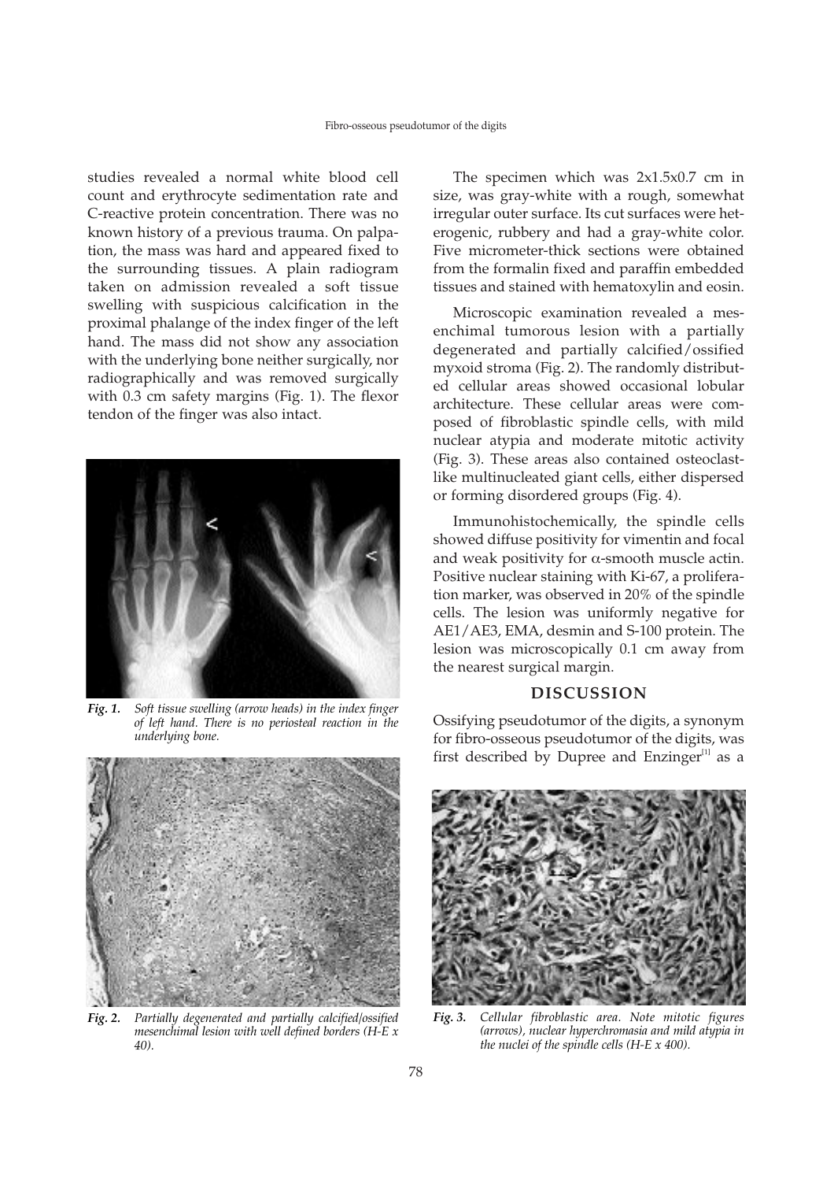studies revealed a normal white blood cell count and erythrocyte sedimentation rate and C-reactive protein concentration. There was no known history of a previous trauma. On palpation, the mass was hard and appeared fixed to the surrounding tissues. A plain radiogram taken on admission revealed a soft tissue swelling with suspicious calcification in the proximal phalange of the index finger of the left hand. The mass did not show any association with the underlying bone neither surgically, nor radiographically and was removed surgically with 0.3 cm safety margins (Fig. 1). The flexor tendon of the finger was also intact.

*Fig. 1. Soft tissue swelling (arrow heads) in the index finger of left hand. There is no periosteal reaction in the underlying bone.*

*Fig. 2. Partially degenerated and partially calcified/ossified mesenchimal lesion with well defined borders (H-E x 40).*

The specimen which was 2x1.5x0.7 cm in size, was gray-white with a rough, somewhat irregular outer surface. Its cut surfaces were heterogenic, rubbery and had a gray-white color. Five micrometer-thick sections were obtained from the formalin fixed and paraffin embedded tissues and stained with hematoxylin and eosin.

Microscopic examination revealed a mesenchimal tumorous lesion with a partially degenerated and partially calcified/ossified myxoid stroma (Fig. 2). The randomly distributed cellular areas showed occasional lobular architecture. These cellular areas were composed of fibroblastic spindle cells, with mild nuclear atypia and moderate mitotic activity (Fig. 3). These areas also contained osteoclast-like multinucleated giant cells, either dispersed or forming disordered groups (Fig. 4).

Immunohistochemically, the spindle cells showed diffuse positivity for vimentin and focal and weak positivity for $\alpha$-smooth muscle actin. Positive nuclear staining with Ki-67, a proliferation marker, was observed in 20% of the spindle cells. The lesion was uniformly negative for AE1/AE3, EMA, desmin and S-100 protein. The lesion was microscopically 0.1 cm away from the nearest surgical margin.

## DISCUSSION

Ossifying pseudotumor of the digits, a synonym for fibro-osseous pseudotumor of the digits, was first described by Dupree and Enzinger[1] as a

*Fig. 3. Cellular fibroblastic area. Note mitotic figures (arrows), nuclear hyperchromasia and mild atypia in the nuclei of the spindle cells (H-E x 400).*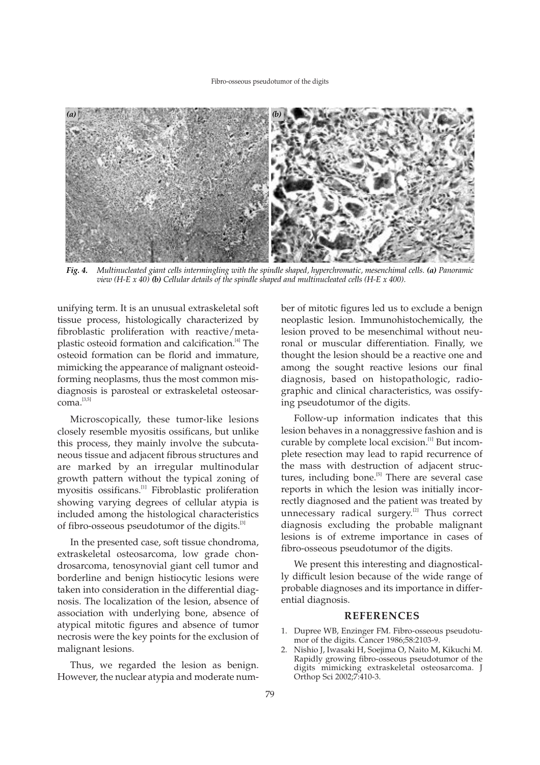*Fig. 4. Multinucleated giant cells intermingling with the spindle shaped, hyperchromatic, mesenchimal cells.* ***(a)*** *Panoramic view (H-E x 40)* ***(b)*** *Cellular details of the spindle shaped and multinucleated cells (H-E x 400).*

unifying term. It is an unusual extraskeletal soft tissue process, histologically characterized by fibroblastic proliferation with reactive/metaplastic osteoid formation and calcification.[4] The osteoid formation can be florid and immature, mimicking the appearance of malignant osteoid-forming neoplasms, thus the most common misdiagnosis is parosteal or extraskeletal osteosarcoma.[3,5]

Microscopically, these tumor-like lesions closely resemble myositis ossificans, but unlike this process, they mainly involve the subcutaneous tissue and adjacent fibrous structures and are marked by an irregular multinodular growth pattern without the typical zoning of myositis ossificans.[1] Fibroblastic proliferation showing varying degrees of cellular atypia is included among the histological characteristics of fibro-osseous pseudotumor of the digits.[3]

In the presented case, soft tissue chondroma, extraskeletal osteosarcoma, low grade chondrosarcoma, tenosynovial giant cell tumor and borderline and benign histiocytic lesions were taken into consideration in the differential diagnosis. The localization of the lesion, absence of association with underlying bone, absence of atypical mitotic figures and absence of tumor necrosis were the key points for the exclusion of malignant lesions.

Thus, we regarded the lesion as benign. However, the nuclear atypia and moderate number of mitotic figures led us to exclude a benign neoplastic lesion. Immunohistochemically, the lesion proved to be mesenchimal without neuronal or muscular differentiation. Finally, we thought the lesion should be a reactive one and among the sought reactive lesions our final diagnosis, based on histopathologic, radiographic and clinical characteristics, was ossifying pseudotumor of the digits.

Follow-up information indicates that this lesion behaves in a nonaggressive fashion and is curable by complete local excision.[1] But incomplete resection may lead to rapid recurrence of the mass with destruction of adjacent structures, including bone.[5] There are several case reports in which the lesion was initially incorrectly diagnosed and the patient was treated by unnecessary radical surgery.[2] Thus correct diagnosis excluding the probable malignant lesions is of extreme importance in cases of fibro-osseous pseudotumor of the digits.

We present this interesting and diagnostically difficult lesion because of the wide range of probable diagnoses and its importance in differential diagnosis.

## REFERENCES

1. Dupree WB, Enzinger FM. Fibro-osseous pseudotumor of the digits. Cancer 1986;58:2103-9.
2. Nishio J, Iwasaki H, Soejima O, Naito M, Kikuchi M. Rapidly growing fibro-osseous pseudotumor of the digits mimicking extraskeletal osteosarcoma. J Orthop Sci 2002;7:410-3.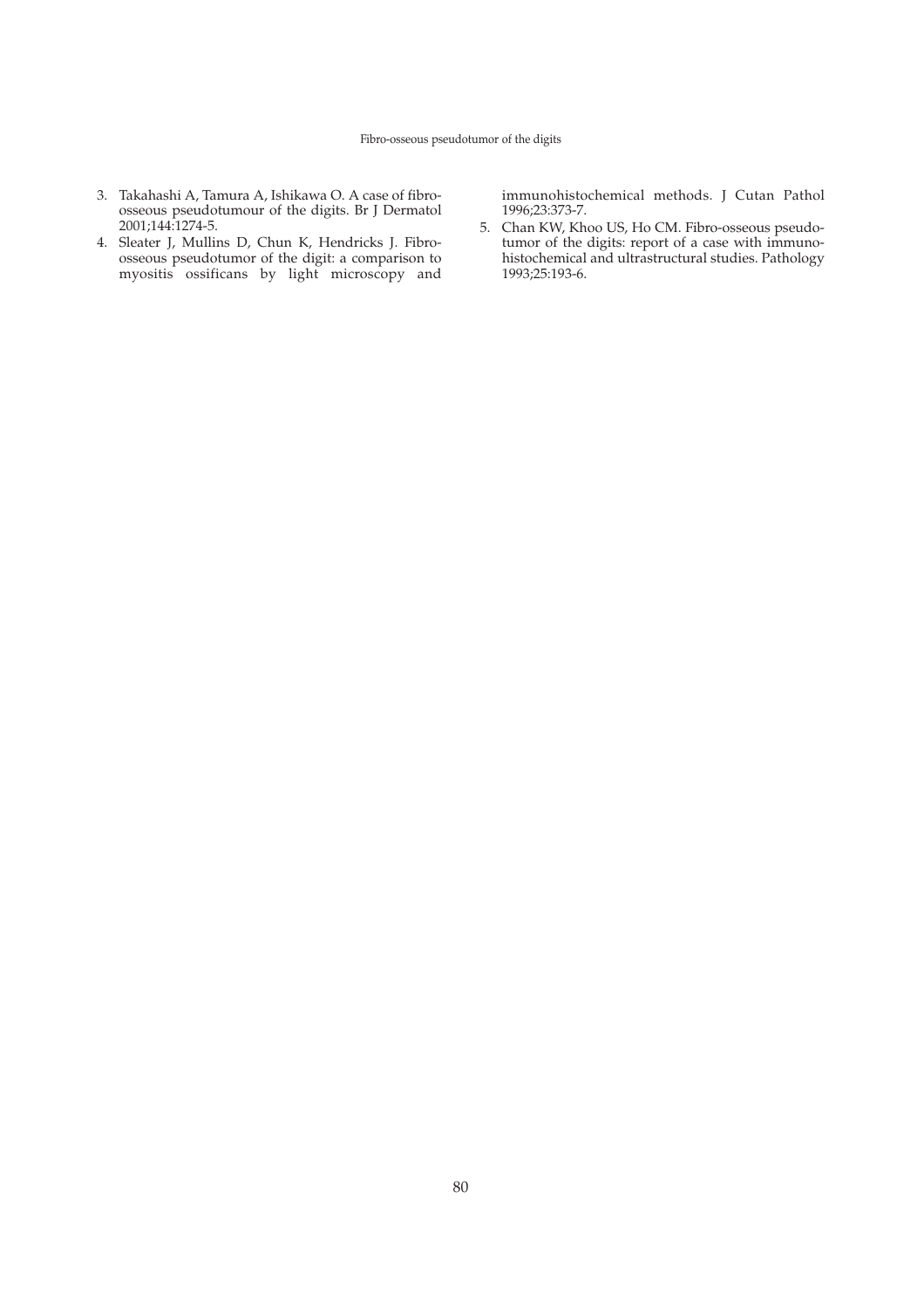3. Takahashi A, Tamura A, Ishikawa O. A case of fibro-osseous pseudotumour of the digits. Br J Dermatol 2001;144:1274-5.
4. Sleater J, Mullins D, Chun K, Hendricks J. Fibro-osseous pseudotumor of the digit: a comparison to myositis ossificans by light microscopy and immunohistochemical methods. J Cutan Pathol 1996;23:373-7.
5. Chan KW, Khoo US, Ho CM. Fibro-osseous pseudotumor of the digits: report of a case with immunohistochemical and ultrastructural studies. Pathology 1993;25:193-6.